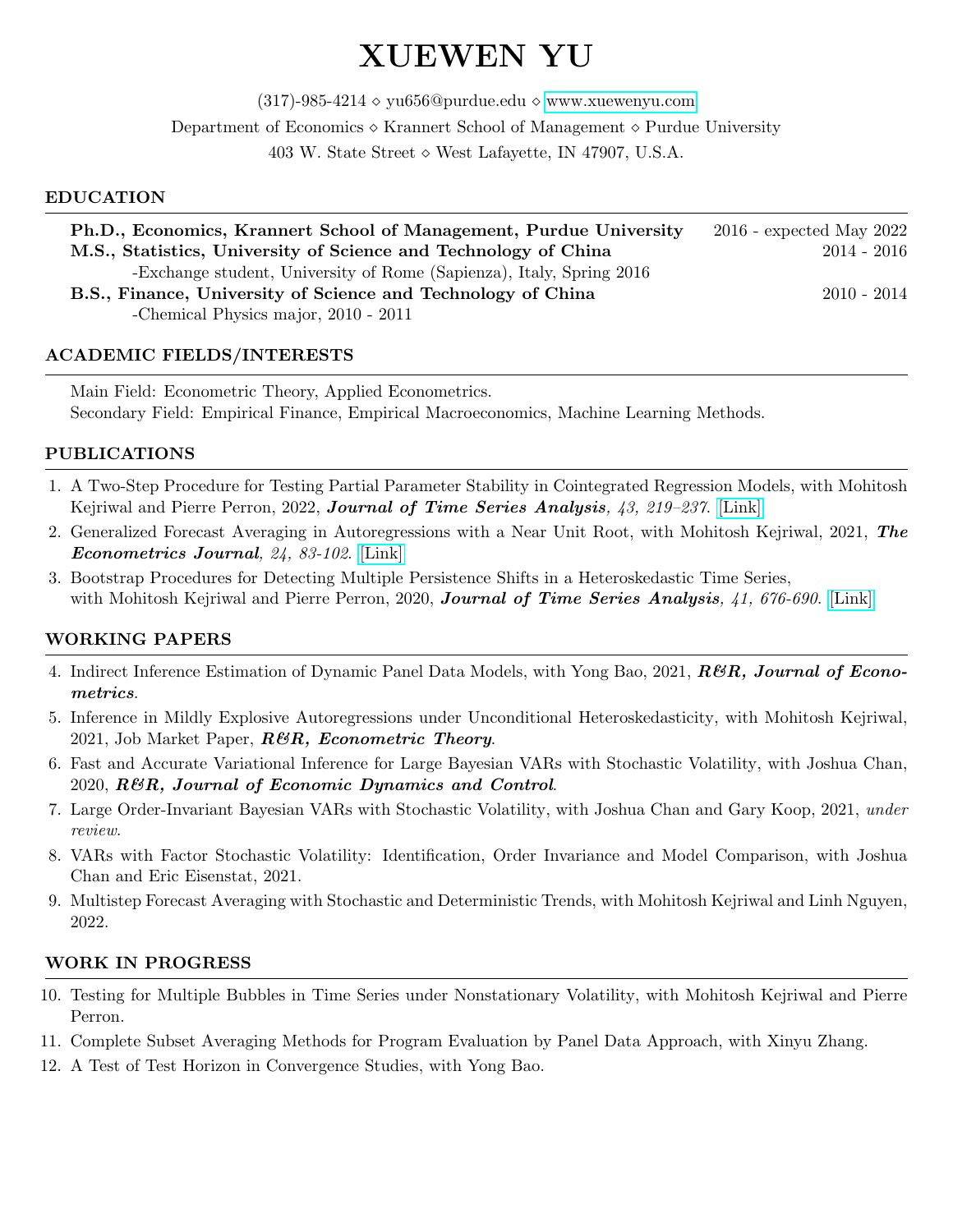# XUEWEN YU

(317)-985-4214 ⋄ yu656@purdue.edu ⋄ www.xuewenyu.com

Department of Economics ⋄ Krannert School of Management ⋄ Purdue University

403 W. State Street ⋄ West Lafayette, IN 47907, U.S.A.

## EDUCATION

**Ph.D., Economics, Krannert School of Management, Purdue University** — 2016 - expected May 2022

**M.S., Statistics, University of Science and Technology of China** — 2014 - 2016

-Exchange student, University of Rome (Sapienza), Italy, Spring 2016

**B.S., Finance, University of Science and Technology of China** — 2010 - 2014

-Chemical Physics major, 2010 - 2011

## ACADEMIC FIELDS/INTERESTS

Main Field: Econometric Theory, Applied Econometrics.

Secondary Field: Empirical Finance, Empirical Macroeconomics, Machine Learning Methods.

## PUBLICATIONS

1. A Two-Step Procedure for Testing Partial Parameter Stability in Cointegrated Regression Models, with Mohitosh Kejriwal and Pierre Perron, 2022, ***Journal of Time Series Analysis**, 43, 219–237*. [Link]
2. Generalized Forecast Averaging in Autoregressions with a Near Unit Root, with Mohitosh Kejriwal, 2021, ***The Econometrics Journal**, 24, 83-102*. [Link]
3. Bootstrap Procedures for Detecting Multiple Persistence Shifts in a Heteroskedastic Time Series, with Mohitosh Kejriwal and Pierre Perron, 2020, ***Journal of Time Series Analysis**, 41, 676-690*. [Link]

## WORKING PAPERS

4. Indirect Inference Estimation of Dynamic Panel Data Models, with Yong Bao, 2021, ***R&R, Journal of Econometrics***.
5. Inference in Mildly Explosive Autoregressions under Unconditional Heteroskedasticity, with Mohitosh Kejriwal, 2021, Job Market Paper, ***R&R, Econometric Theory***.
6. Fast and Accurate Variational Inference for Large Bayesian VARs with Stochastic Volatility, with Joshua Chan, 2020, ***R&R, Journal of Economic Dynamics and Control***.
7. Large Order-Invariant Bayesian VARs with Stochastic Volatility, with Joshua Chan and Gary Koop, 2021, *under review*.
8. VARs with Factor Stochastic Volatility: Identification, Order Invariance and Model Comparison, with Joshua Chan and Eric Eisenstat, 2021.
9. Multistep Forecast Averaging with Stochastic and Deterministic Trends, with Mohitosh Kejriwal and Linh Nguyen, 2022.

## WORK IN PROGRESS

10. Testing for Multiple Bubbles in Time Series under Nonstationary Volatility, with Mohitosh Kejriwal and Pierre Perron.
11. Complete Subset Averaging Methods for Program Evaluation by Panel Data Approach, with Xinyu Zhang.
12. A Test of Test Horizon in Convergence Studies, with Yong Bao.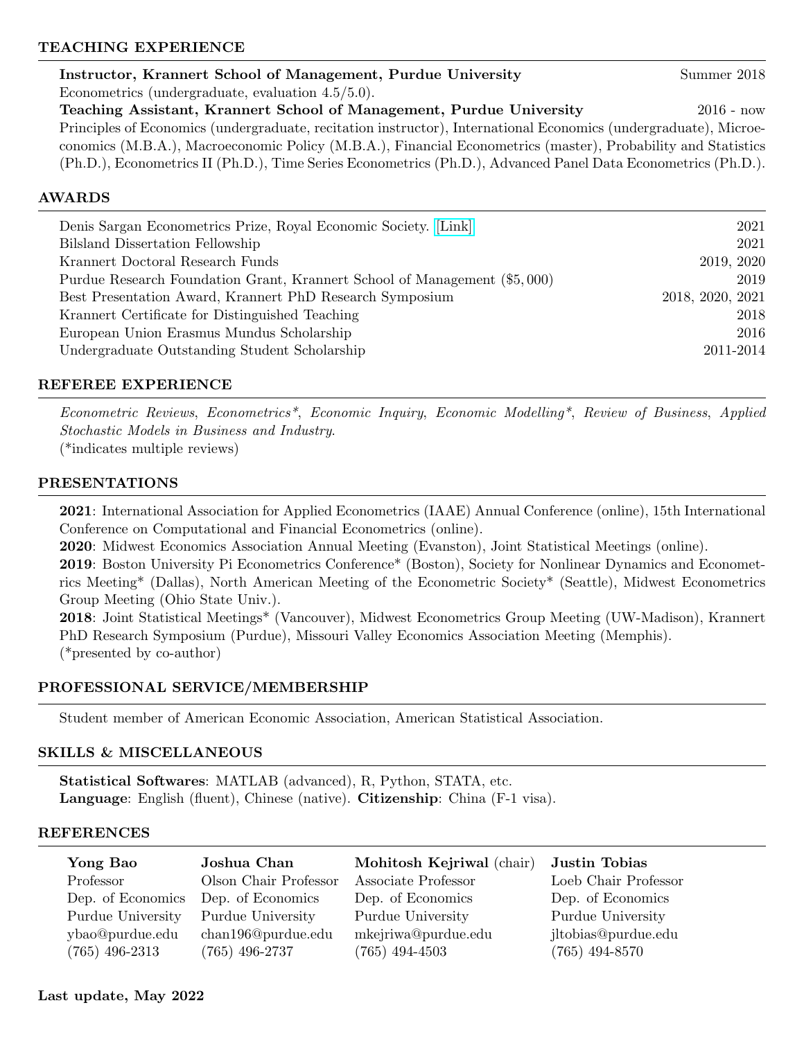## TEACHING EXPERIENCE

**Instructor, Krannert School of Management, Purdue University** Summer 2018
Econometrics (undergraduate, evaluation 4.5/5.0).

**Teaching Assistant, Krannert School of Management, Purdue University** 2016 - now
Principles of Economics (undergraduate, recitation instructor), International Economics (undergraduate), Microeconomics (M.B.A.), Macroeconomic Policy (M.B.A.), Financial Econometrics (master), Probability and Statistics (Ph.D.), Econometrics II (Ph.D.), Time Series Econometrics (Ph.D.), Advanced Panel Data Econometrics (Ph.D.).

## AWARDS

| | |
|---|---|
| Denis Sargan Econometrics Prize, Royal Economic Society. [Link] | 2021 |
| Bilsland Dissertation Fellowship | 2021 |
| Krannert Doctoral Research Funds | 2019, 2020 |
| Purdue Research Foundation Grant, Krannert School of Management ($5,000) | 2019 |
| Best Presentation Award, Krannert PhD Research Symposium | 2018, 2020, 2021 |
| Krannert Certificate for Distinguished Teaching | 2018 |
| European Union Erasmus Mundus Scholarship | 2016 |
| Undergraduate Outstanding Student Scholarship | 2011-2014 |

## REFEREE EXPERIENCE

*Econometric Reviews*, *Econometrics**, *Economic Inquiry*, *Economic Modelling**, *Review of Business*, *Applied Stochastic Models in Business and Industry*.
(*indicates multiple reviews)

## PRESENTATIONS

**2021**: International Association for Applied Econometrics (IAAE) Annual Conference (online), 15th International Conference on Computational and Financial Econometrics (online).
**2020**: Midwest Economics Association Annual Meeting (Evanston), Joint Statistical Meetings (online).
**2019**: Boston University Pi Econometrics Conference* (Boston), Society for Nonlinear Dynamics and Econometrics Meeting* (Dallas), North American Meeting of the Econometric Society* (Seattle), Midwest Econometrics Group Meeting (Ohio State Univ.).
**2018**: Joint Statistical Meetings* (Vancouver), Midwest Econometrics Group Meeting (UW-Madison), Krannert PhD Research Symposium (Purdue), Missouri Valley Economics Association Meeting (Memphis).
(*presented by co-author)

## PROFESSIONAL SERVICE/MEMBERSHIP

Student member of American Economic Association, American Statistical Association.

## SKILLS & MISCELLANEOUS

**Statistical Softwares**: MATLAB (advanced), R, Python, STATA, etc.
**Language**: English (fluent), Chinese (native). **Citizenship**: China (F-1 visa).

## REFERENCES

| **Yong Bao** | **Joshua Chan** | **Mohitosh Kejriwal** (chair) | **Justin Tobias** |
|---|---|---|---|
| Professor | Olson Chair Professor | Associate Professor | Loeb Chair Professor |
| Dep. of Economics | Dep. of Economics | Dep. of Economics | Dep. of Economics |
| Purdue University | Purdue University | Purdue University | Purdue University |
| ybao@purdue.edu | chan196@purdue.edu | mkejriwa@purdue.edu | jltobias@purdue.edu |
| (765) 496-2313 | (765) 496-2737 | (765) 494-4503 | (765) 494-8570 |

**Last update, May 2022**